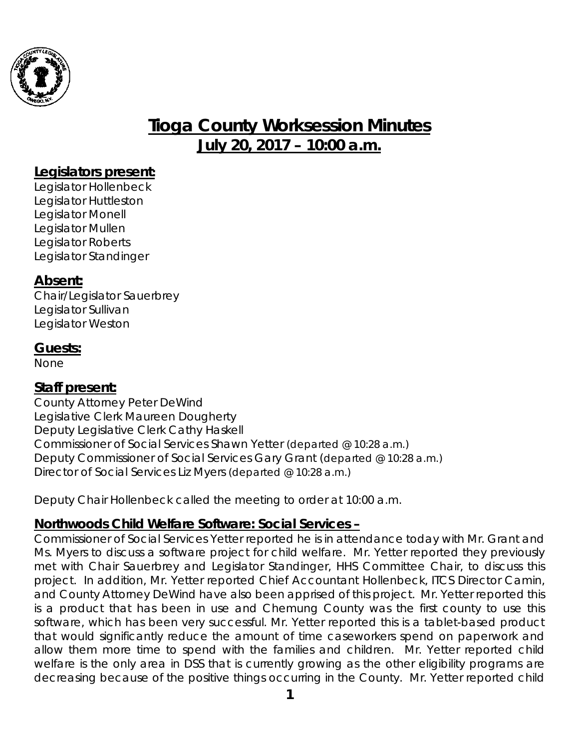# Tioga County Worksession Minutes

## July 20, 2017 – 10:00 a.m.

### Legislators present:

Legislator Hollenbeck
Legislator Huttleston
Legislator Monell
Legislator Mullen
Legislator Roberts
Legislator Standinger

### Absent:

Chair/Legislator Sauerbrey
Legislator Sullivan
Legislator Weston

### Guests:

None

### Staff present:

County Attorney Peter DeWind
Legislative Clerk Maureen Dougherty
Deputy Legislative Clerk Cathy Haskell
Commissioner of Social Services Shawn Yetter (departed @ 10:28 a.m.)
Deputy Commissioner of Social Services Gary Grant (departed @ 10:28 a.m.)
Director of Social Services Liz Myers (departed @ 10:28 a.m.)

Deputy Chair Hollenbeck called the meeting to order at 10:00 a.m.

### Northwoods Child Welfare Software: Social Services –

Commissioner of Social Services Yetter reported he is in attendance today with Mr. Grant and Ms. Myers to discuss a software project for child welfare. Mr. Yetter reported they previously met with Chair Sauerbrey and Legislator Standinger, HHS Committee Chair, to discuss this project. In addition, Mr. Yetter reported Chief Accountant Hollenbeck, ITCS Director Camin, and County Attorney DeWind have also been apprised of this project. Mr. Yetter reported this is a product that has been in use and Chemung County was the first county to use this software, which has been very successful. Mr. Yetter reported this is a tablet-based product that would significantly reduce the amount of time caseworkers spend on paperwork and allow them more time to spend with the families and children. Mr. Yetter reported child welfare is the only area in DSS that is currently growing as the other eligibility programs are decreasing because of the positive things occurring in the County. Mr. Yetter reported child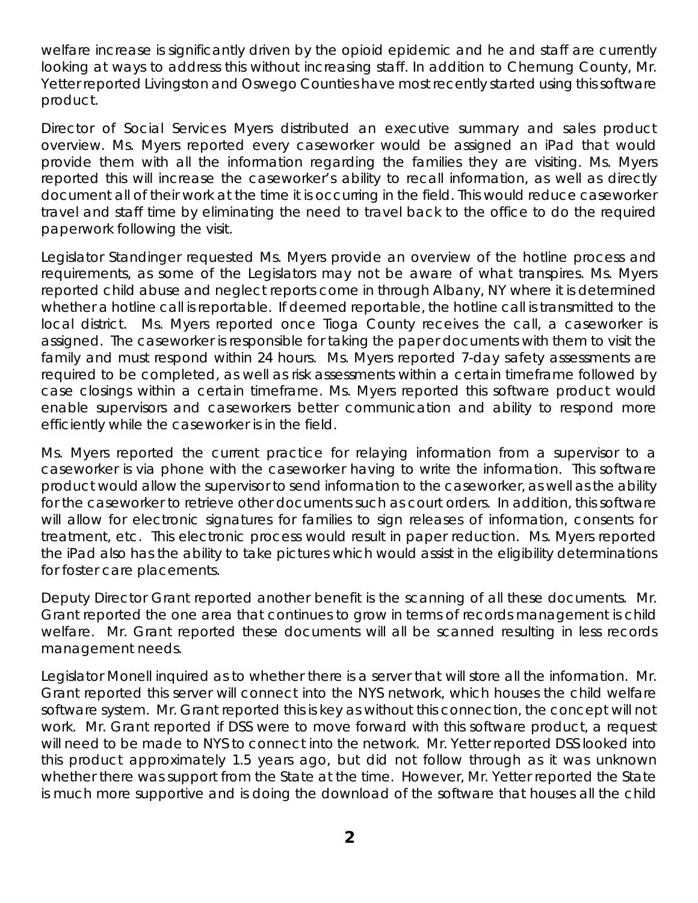welfare increase is significantly driven by the opioid epidemic and he and staff are currently looking at ways to address this without increasing staff. In addition to Chemung County, Mr. Yetter reported Livingston and Oswego Counties have most recently started using this software product.

Director of Social Services Myers distributed an executive summary and sales product overview. Ms. Myers reported every caseworker would be assigned an iPad that would provide them with all the information regarding the families they are visiting. Ms. Myers reported this will increase the caseworker's ability to recall information, as well as directly document all of their work at the time it is occurring in the field. This would reduce caseworker travel and staff time by eliminating the need to travel back to the office to do the required paperwork following the visit.

Legislator Standinger requested Ms. Myers provide an overview of the hotline process and requirements, as some of the Legislators may not be aware of what transpires. Ms. Myers reported child abuse and neglect reports come in through Albany, NY where it is determined whether a hotline call is reportable. If deemed reportable, the hotline call is transmitted to the local district. Ms. Myers reported once Tioga County receives the call, a caseworker is assigned. The caseworker is responsible for taking the paper documents with them to visit the family and must respond within 24 hours. Ms. Myers reported 7-day safety assessments are required to be completed, as well as risk assessments within a certain timeframe followed by case closings within a certain timeframe. Ms. Myers reported this software product would enable supervisors and caseworkers better communication and ability to respond more efficiently while the caseworker is in the field.

Ms. Myers reported the current practice for relaying information from a supervisor to a caseworker is via phone with the caseworker having to write the information. This software product would allow the supervisor to send information to the caseworker, as well as the ability for the caseworker to retrieve other documents such as court orders. In addition, this software will allow for electronic signatures for families to sign releases of information, consents for treatment, etc. This electronic process would result in paper reduction. Ms. Myers reported the iPad also has the ability to take pictures which would assist in the eligibility determinations for foster care placements.

Deputy Director Grant reported another benefit is the scanning of all these documents. Mr. Grant reported the one area that continues to grow in terms of records management is child welfare. Mr. Grant reported these documents will all be scanned resulting in less records management needs.

Legislator Monell inquired as to whether there is a server that will store all the information. Mr. Grant reported this server will connect into the NYS network, which houses the child welfare software system. Mr. Grant reported this is key as without this connection, the concept will not work. Mr. Grant reported if DSS were to move forward with this software product, a request will need to be made to NYS to connect into the network. Mr. Yetter reported DSS looked into this product approximately 1.5 years ago, but did not follow through as it was unknown whether there was support from the State at the time. However, Mr. Yetter reported the State is much more supportive and is doing the download of the software that houses all the child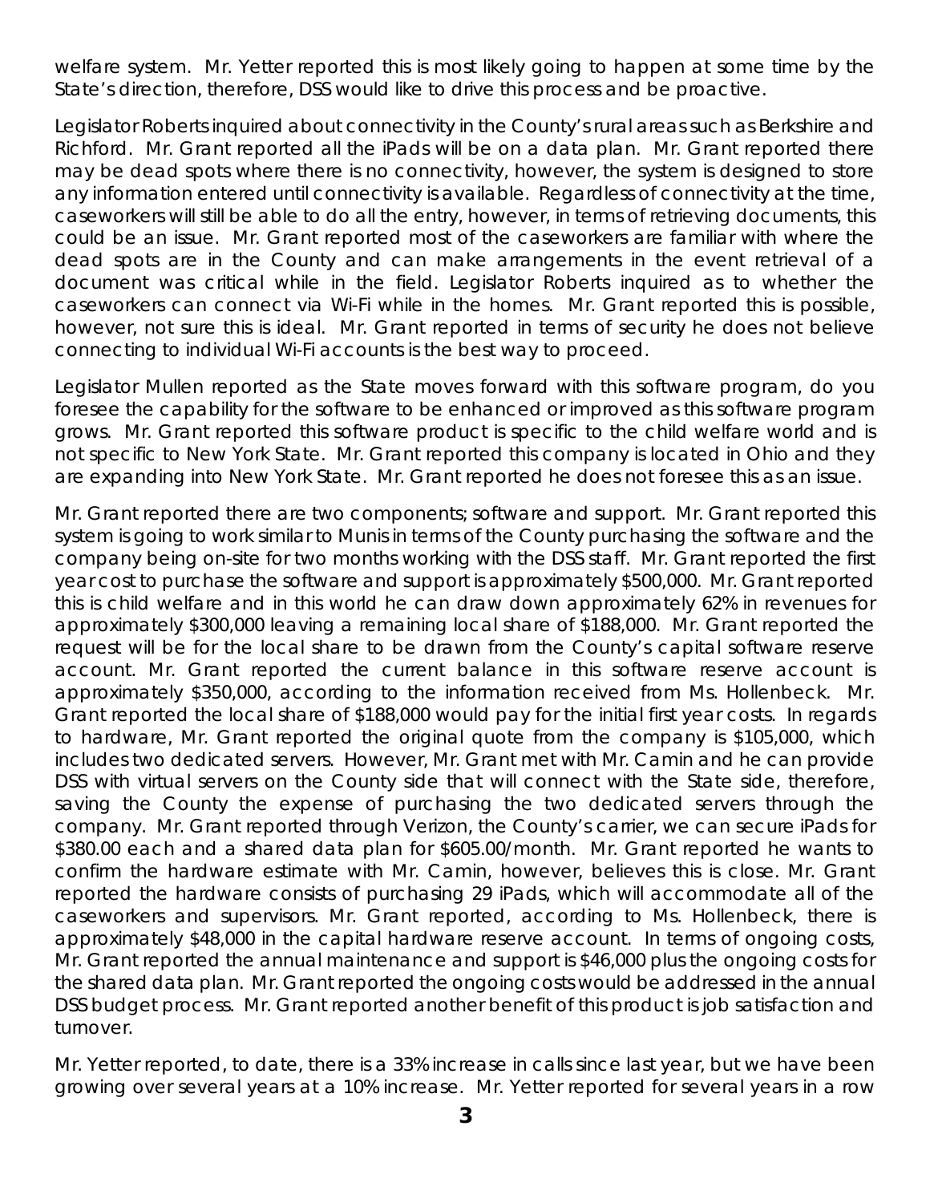welfare system. Mr. Yetter reported this is most likely going to happen at some time by the State's direction, therefore, DSS would like to drive this process and be proactive.

Legislator Roberts inquired about connectivity in the County's rural areas such as Berkshire and Richford. Mr. Grant reported all the iPads will be on a data plan. Mr. Grant reported there may be dead spots where there is no connectivity, however, the system is designed to store any information entered until connectivity is available. Regardless of connectivity at the time, caseworkers will still be able to do all the entry, however, in terms of retrieving documents, this could be an issue. Mr. Grant reported most of the caseworkers are familiar with where the dead spots are in the County and can make arrangements in the event retrieval of a document was critical while in the field. Legislator Roberts inquired as to whether the caseworkers can connect via Wi-Fi while in the homes. Mr. Grant reported this is possible, however, not sure this is ideal. Mr. Grant reported in terms of security he does not believe connecting to individual Wi-Fi accounts is the best way to proceed.

Legislator Mullen reported as the State moves forward with this software program, do you foresee the capability for the software to be enhanced or improved as this software program grows. Mr. Grant reported this software product is specific to the child welfare world and is not specific to New York State. Mr. Grant reported this company is located in Ohio and they are expanding into New York State. Mr. Grant reported he does not foresee this as an issue.

Mr. Grant reported there are two components; software and support. Mr. Grant reported this system is going to work similar to Munis in terms of the County purchasing the software and the company being on-site for two months working with the DSS staff. Mr. Grant reported the first year cost to purchase the software and support is approximately $500,000. Mr. Grant reported this is child welfare and in this world he can draw down approximately 62% in revenues for approximately $300,000 leaving a remaining local share of $188,000. Mr. Grant reported the request will be for the local share to be drawn from the County's capital software reserve account. Mr. Grant reported the current balance in this software reserve account is approximately $350,000, according to the information received from Ms. Hollenbeck. Mr. Grant reported the local share of $188,000 would pay for the initial first year costs. In regards to hardware, Mr. Grant reported the original quote from the company is $105,000, which includes two dedicated servers. However, Mr. Grant met with Mr. Camin and he can provide DSS with virtual servers on the County side that will connect with the State side, therefore, saving the County the expense of purchasing the two dedicated servers through the company. Mr. Grant reported through Verizon, the County's carrier, we can secure iPads for $380.00 each and a shared data plan for $605.00/month. Mr. Grant reported he wants to confirm the hardware estimate with Mr. Camin, however, believes this is close. Mr. Grant reported the hardware consists of purchasing 29 iPads, which will accommodate all of the caseworkers and supervisors. Mr. Grant reported, according to Ms. Hollenbeck, there is approximately $48,000 in the capital hardware reserve account. In terms of ongoing costs, Mr. Grant reported the annual maintenance and support is $46,000 plus the ongoing costs for the shared data plan. Mr. Grant reported the ongoing costs would be addressed in the annual DSS budget process. Mr. Grant reported another benefit of this product is job satisfaction and turnover.

Mr. Yetter reported, to date, there is a 33% increase in calls since last year, but we have been growing over several years at a 10% increase. Mr. Yetter reported for several years in a row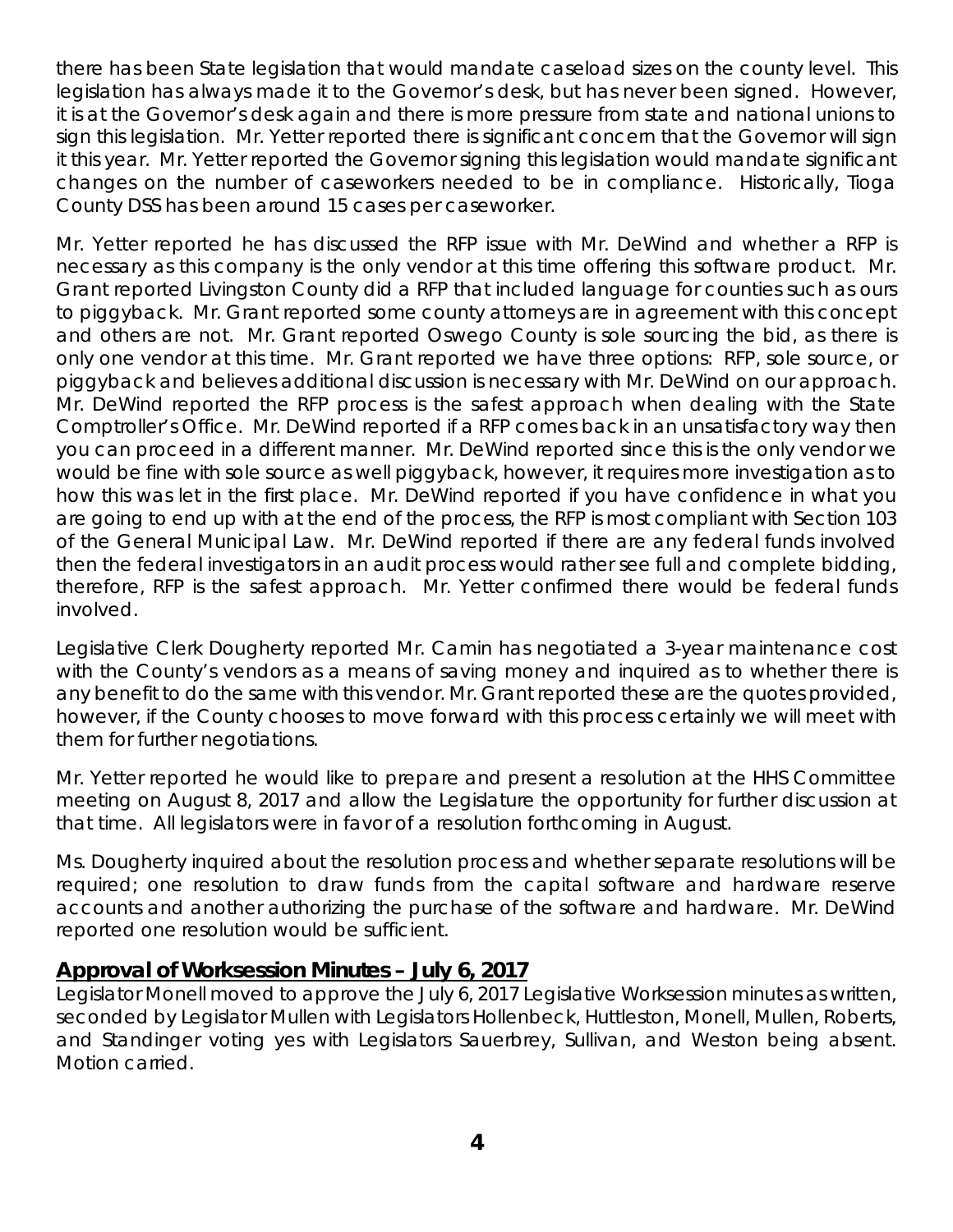there has been State legislation that would mandate caseload sizes on the county level. This legislation has always made it to the Governor's desk, but has never been signed. However, it is at the Governor's desk again and there is more pressure from state and national unions to sign this legislation. Mr. Yetter reported there is significant concern that the Governor will sign it this year. Mr. Yetter reported the Governor signing this legislation would mandate significant changes on the number of caseworkers needed to be in compliance. Historically, Tioga County DSS has been around 15 cases per caseworker.

Mr. Yetter reported he has discussed the RFP issue with Mr. DeWind and whether a RFP is necessary as this company is the only vendor at this time offering this software product. Mr. Grant reported Livingston County did a RFP that included language for counties such as ours to piggyback. Mr. Grant reported some county attorneys are in agreement with this concept and others are not. Mr. Grant reported Oswego County is sole sourcing the bid, as there is only one vendor at this time. Mr. Grant reported we have three options: RFP, sole source, or piggyback and believes additional discussion is necessary with Mr. DeWind on our approach. Mr. DeWind reported the RFP process is the safest approach when dealing with the State Comptroller's Office. Mr. DeWind reported if a RFP comes back in an unsatisfactory way then you can proceed in a different manner. Mr. DeWind reported since this is the only vendor we would be fine with sole source as well piggyback, however, it requires more investigation as to how this was let in the first place. Mr. DeWind reported if you have confidence in what you are going to end up with at the end of the process, the RFP is most compliant with Section 103 of the General Municipal Law. Mr. DeWind reported if there are any federal funds involved then the federal investigators in an audit process would rather see full and complete bidding, therefore, RFP is the safest approach. Mr. Yetter confirmed there would be federal funds involved.

Legislative Clerk Dougherty reported Mr. Camin has negotiated a 3-year maintenance cost with the County's vendors as a means of saving money and inquired as to whether there is any benefit to do the same with this vendor. Mr. Grant reported these are the quotes provided, however, if the County chooses to move forward with this process certainly we will meet with them for further negotiations.

Mr. Yetter reported he would like to prepare and present a resolution at the HHS Committee meeting on August 8, 2017 and allow the Legislature the opportunity for further discussion at that time. All legislators were in favor of a resolution forthcoming in August.

Ms. Dougherty inquired about the resolution process and whether separate resolutions will be required; one resolution to draw funds from the capital software and hardware reserve accounts and another authorizing the purchase of the software and hardware. Mr. DeWind reported one resolution would be sufficient.

## **Approval of Worksession Minutes – July 6, 2017**

Legislator Monell moved to approve the July 6, 2017 Legislative Worksession minutes as written, seconded by Legislator Mullen with Legislators Hollenbeck, Huttleston, Monell, Mullen, Roberts, and Standinger voting yes with Legislators Sauerbrey, Sullivan, and Weston being absent. Motion carried.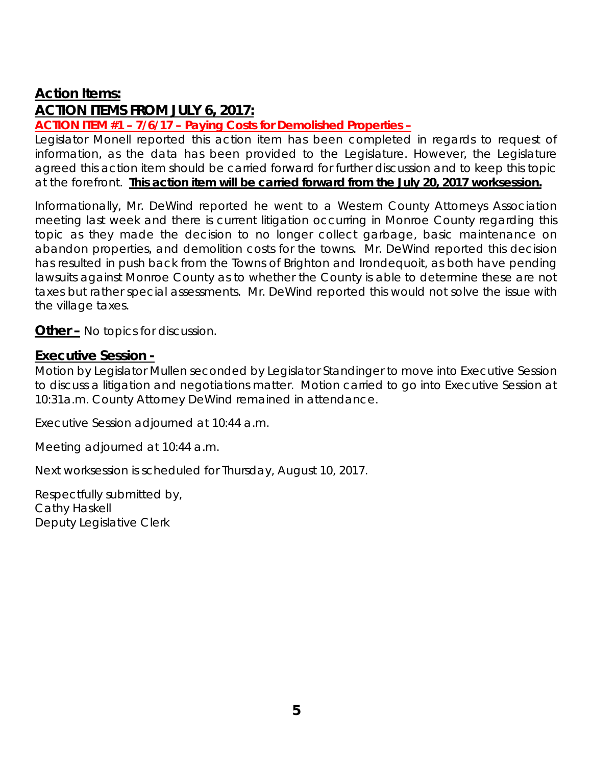## Action Items:

## ACTION ITEMS FROM JULY 6, 2017:

**ACTION ITEM #1 – 7/6/17 – Paying Costs for Demolished Properties –**

Legislator Monell reported this action item has been completed in regards to request of information, as the data has been provided to the Legislature. However, the Legislature agreed this action item should be carried forward for further discussion and to keep this topic at the forefront. **This action item will be carried forward from the July 20, 2017 worksession.**

Informationally, Mr. DeWind reported he went to a Western County Attorneys Association meeting last week and there is current litigation occurring in Monroe County regarding this topic as they made the decision to no longer collect garbage, basic maintenance on abandon properties, and demolition costs for the towns. Mr. DeWind reported this decision has resulted in push back from the Towns of Brighton and Irondequoit, as both have pending lawsuits against Monroe County as to whether the County is able to determine these are not taxes but rather special assessments. Mr. DeWind reported this would not solve the issue with the village taxes.

**Other –** No topics for discussion.

**Executive Session -**

Motion by Legislator Mullen seconded by Legislator Standinger to move into Executive Session to discuss a litigation and negotiations matter. Motion carried to go into Executive Session at 10:31a.m. County Attorney DeWind remained in attendance.

Executive Session adjourned at 10:44 a.m.

Meeting adjourned at 10:44 a.m.

Next worksession is scheduled for Thursday, August 10, 2017.

Respectfully submitted by,
Cathy Haskell
Deputy Legislative Clerk